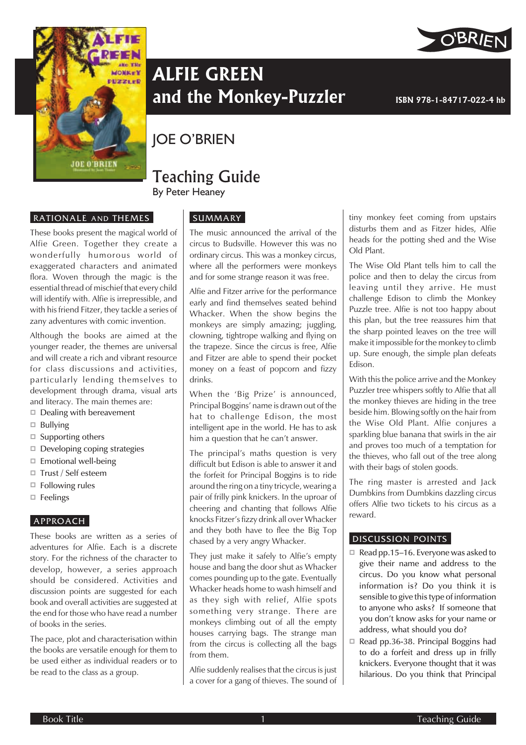# ALFIE GREEN and the Monkey-Puzzler

**ISBN 978-1-84717-022-4 hb**

## JOE O'BRIEN

# Teaching Guide

By Peter Heaney

## RATIONALE AND THEMES

These books present the magical world of Alfie Green. Together they create a wonderfully humorous world of exaggerated characters and animated flora. Woven through the magic is the essential thread of mischief that every child will identify with. Alfie is irrepressible, and with his friend Fitzer, they tackle a series of zany adventures with comic invention.

Although the books are aimed at the younger reader, the themes are universal and will create a rich and vibrant resource for class discussions and activities, particularly lending themselves to development through drama, visual arts and literacy. The main themes are:

- Dealing with bereavement
- Bullying
- Supporting others
- Developing coping strategies
- Emotional well-being
- Trust / Self esteem
- Following rules
- Feelings

## APPROACH

These books are written as a series of adventures for Alfie. Each is a discrete story. For the richness of the character to develop, however, a series approach should be considered. Activities and discussion points are suggested for each book and overall activities are suggested at the end for those who have read a number of books in the series.

The pace, plot and characterisation within the books are versatile enough for them to be used either as individual readers or to be read to the class as a group.

## SUMMARY

The music announced the arrival of the circus to Budsville. However this was no ordinary circus. This was a monkey circus, where all the performers were monkeys and for some strange reason it was free.

Alfie and Fitzer arrive for the performance early and find themselves seated behind Whacker. When the show begins the monkeys are simply amazing; juggling, clowning, tightrope walking and flying on the trapeze. Since the circus is free, Alfie and Fitzer are able to spend their pocket money on a feast of popcorn and fizzy drinks.

When the 'Big Prize' is announced, Principal Boggins' name is drawn out of the hat to challenge Edison, the most intelligent ape in the world. He has to ask him a question that he can't answer.

The principal's maths question is very difficult but Edison is able to answer it and the forfeit for Principal Boggins is to ride around the ring on a tiny tricycle, wearing a pair of frilly pink knickers. In the uproar of cheering and chanting that follows Alfie knocks Fitzer's fizzy drink all over Whacker and they both have to flee the Big Top chased by a very angry Whacker.

They just make it safely to Alfie's empty house and bang the door shut as Whacker comes pounding up to the gate. Eventually Whacker heads home to wash himself and as they sigh with relief, Alfie spots something very strange. There are monkeys climbing out of all the empty houses carrying bags. The strange man from the circus is collecting all the bags from them.

Alfie suddenly realises that the circus is just a cover for a gang of thieves. The sound of tiny monkey feet coming from upstairs disturbs them and as Fitzer hides, Alfie heads for the potting shed and the Wise Old Plant.

The Wise Old Plant tells him to call the police and then to delay the circus from leaving until they arrive. He must challenge Edison to climb the Monkey Puzzle tree. Alfie is not too happy about this plan, but the tree reassures him that the sharp pointed leaves on the tree will make it impossible for the monkey to climb up. Sure enough, the simple plan defeats Edison.

With this the police arrive and the Monkey Puzzler tree whispers softly to Alfie that all the monkey thieves are hiding in the tree beside him. Blowing softly on the hair from the Wise Old Plant. Alfie conjures a sparkling blue banana that swirls in the air and proves too much of a temptation for the thieves, who fall out of the tree along with their bags of stolen goods.

The ring master is arrested and Jack Dumbkins from Dumbkins dazzling circus offers Alfie two tickets to his circus as a reward.

## DISCUSSION POINTS

- Read pp.15–16. Everyone was asked to give their name and address to the circus. Do you know what personal information is? Do you think it is sensible to give this type of information to anyone who asks? If someone that you don't know asks for your name or address, what should you do?
- Read pp.36-38. Principal Boggins had to do a forfeit and dress up in frilly knickers. Everyone thought that it was hilarious. Do you think that Principal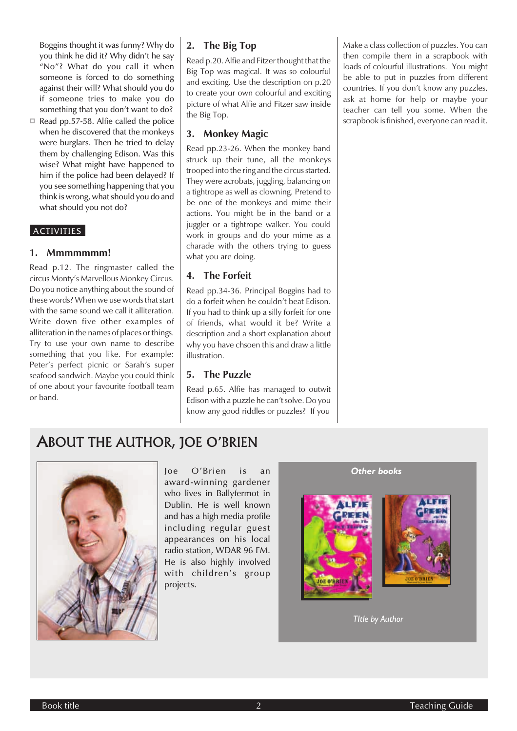Boggins thought it was funny? Why do you think he did it? Why didn't he say "No"? What do you call it when someone is forced to do something against their will? What should you do if someone tries to make you do something that you don't want to do?

- Read pp.57-58. Alfie called the police when he discovered that the monkeys were burglars. Then he tried to delay them by challenging Edison. Was this wise? What might have happened to him if the police had been delayed? If you see something happening that you think is wrong, what should you do and what should you not do?

## ACTIVITIES

### 1. Mmmmmmm!

Read p.12. The ringmaster called the circus Monty's Marvellous Monkey Circus. Do you notice anything about the sound of these words? When we use words that start with the same sound we call it alliteration. Write down five other examples of alliteration in the names of places or things. Try to use your own name to describe something that you like. For example: Peter's perfect picnic or Sarah's super seafood sandwich. Maybe you could think of one about your favourite football team or band.

### 2. The Big Top

Read p.20. Alfie and Fitzer thought that the Big Top was magical. It was so colourful and exciting. Use the description on p.20 to create your own colourful and exciting picture of what Alfie and Fitzer saw inside the Big Top.

### 3. Monkey Magic

Read pp.23-26. When the monkey band struck up their tune, all the monkeys trooped into the ring and the circus started. They were acrobats, juggling, balancing on a tightrope as well as clowning. Pretend to be one of the monkeys and mime their actions. You might be in the band or a juggler or a tightrope walker. You could work in groups and do your mime as a charade with the others trying to guess what you are doing.

### 4. The Forfeit

Read pp.34-36. Principal Boggins had to do a forfeit when he couldn't beat Edison. If you had to think up a silly forfeit for one of friends, what would it be? Write a description and a short explanation about why you have chsoen this and draw a little illustration.

### 5. The Puzzle

Read p.65. Alfie has managed to outwit Edison with a puzzle he can't solve. Do you know any good riddles or puzzles? If you make a class collection of puzzles. You can then compile them in a scrapbook with loads of colourful illustrations. You might be able to put in puzzles from different countries. If you don't know any puzzles, ask at home for help or maybe your teacher can tell you some. When the scrapbook is finished, everyone can read it.

## ABOUT THE AUTHOR, JOE O'BRIEN

Joe O'Brien is an award-winning gardener who lives in Ballyfermot in Dublin. He is well known and has a high media profile including regular guest appearances on his local radio station, WDAR 96 FM. He is also highly involved with children's group projects.

***Other books***

*TItle by Author*